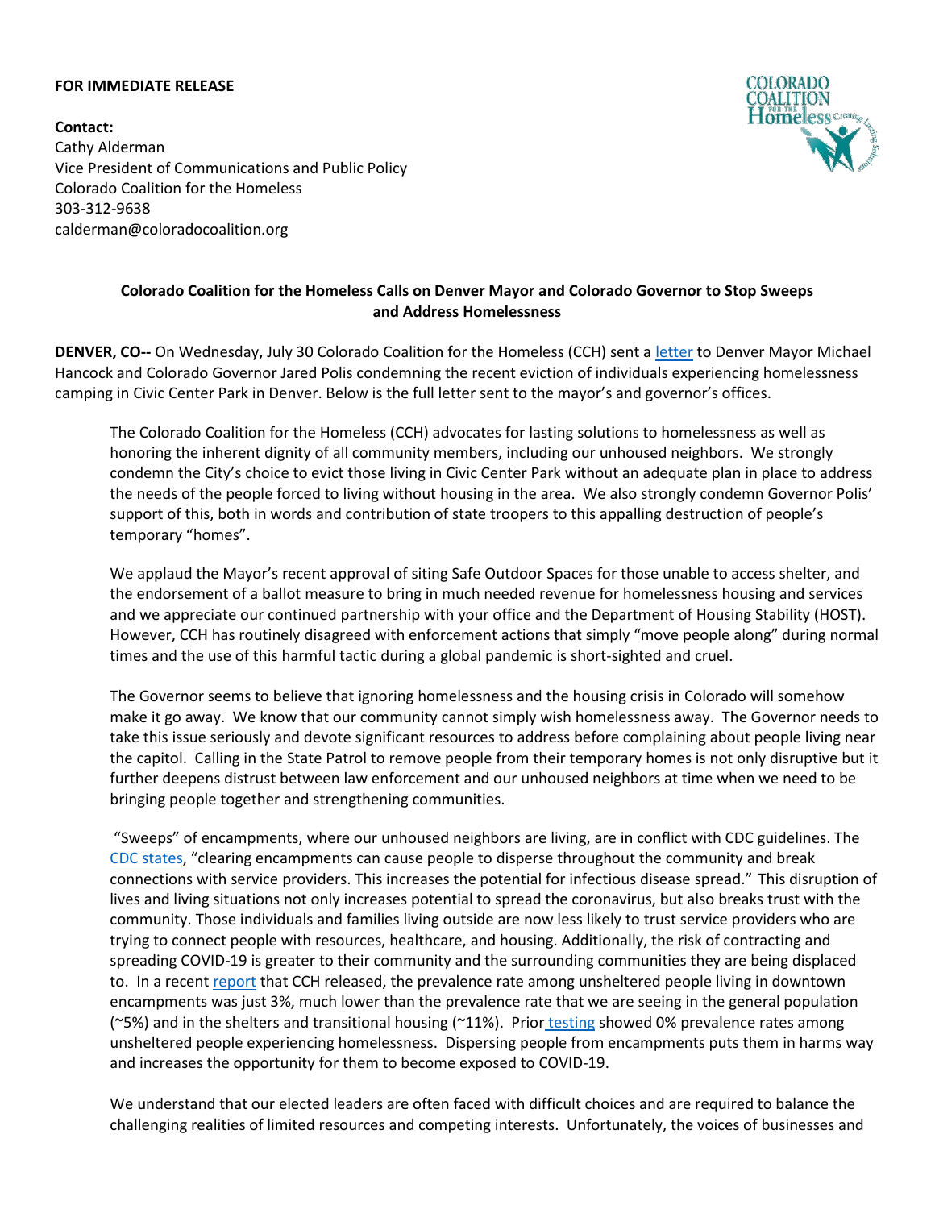**FOR IMMEDIATE RELEASE**

**Contact:**
Cathy Alderman
Vice President of Communications and Public Policy
Colorado Coalition for the Homeless
303-312-9638
calderman@coloradocoalition.org

**Colorado Coalition for the Homeless Calls on Denver Mayor and Colorado Governor to Stop Sweeps and Address Homelessness**

**DENVER, CO--** On Wednesday, July 30 Colorado Coalition for the Homeless (CCH) sent a letter to Denver Mayor Michael Hancock and Colorado Governor Jared Polis condemning the recent eviction of individuals experiencing homelessness camping in Civic Center Park in Denver. Below is the full letter sent to the mayor's and governor's offices.

> The Colorado Coalition for the Homeless (CCH) advocates for lasting solutions to homelessness as well as honoring the inherent dignity of all community members, including our unhoused neighbors. We strongly condemn the City's choice to evict those living in Civic Center Park without an adequate plan in place to address the needs of the people forced to living without housing in the area. We also strongly condemn Governor Polis' support of this, both in words and contribution of state troopers to this appalling destruction of people's temporary "homes".
>
> We applaud the Mayor's recent approval of siting Safe Outdoor Spaces for those unable to access shelter, and the endorsement of a ballot measure to bring in much needed revenue for homelessness housing and services and we appreciate our continued partnership with your office and the Department of Housing Stability (HOST). However, CCH has routinely disagreed with enforcement actions that simply "move people along" during normal times and the use of this harmful tactic during a global pandemic is short-sighted and cruel.
>
> The Governor seems to believe that ignoring homelessness and the housing crisis in Colorado will somehow make it go away. We know that our community cannot simply wish homelessness away. The Governor needs to take this issue seriously and devote significant resources to address before complaining about people living near the capitol. Calling in the State Patrol to remove people from their temporary homes is not only disruptive but it further deepens distrust between law enforcement and our unhoused neighbors at time when we need to be bringing people together and strengthening communities.
>
> "Sweeps" of encampments, where our unhoused neighbors are living, are in conflict with CDC guidelines. The CDC states, "clearing encampments can cause people to disperse throughout the community and break connections with service providers. This increases the potential for infectious disease spread." This disruption of lives and living situations not only increases potential to spread the coronavirus, but also breaks trust with the community. Those individuals and families living outside are now less likely to trust service providers who are trying to connect people with resources, healthcare, and housing. Additionally, the risk of contracting and spreading COVID-19 is greater to their community and the surrounding communities they are being displaced to. In a recent report that CCH released, the prevalence rate among unsheltered people living in downtown encampments was just 3%, much lower than the prevalence rate that we are seeing in the general population (~5%) and in the shelters and transitional housing (~11%). Prior testing showed 0% prevalence rates among unsheltered people experiencing homelessness. Dispersing people from encampments puts them in harms way and increases the opportunity for them to become exposed to COVID-19.
>
> We understand that our elected leaders are often faced with difficult choices and are required to balance the challenging realities of limited resources and competing interests. Unfortunately, the voices of businesses and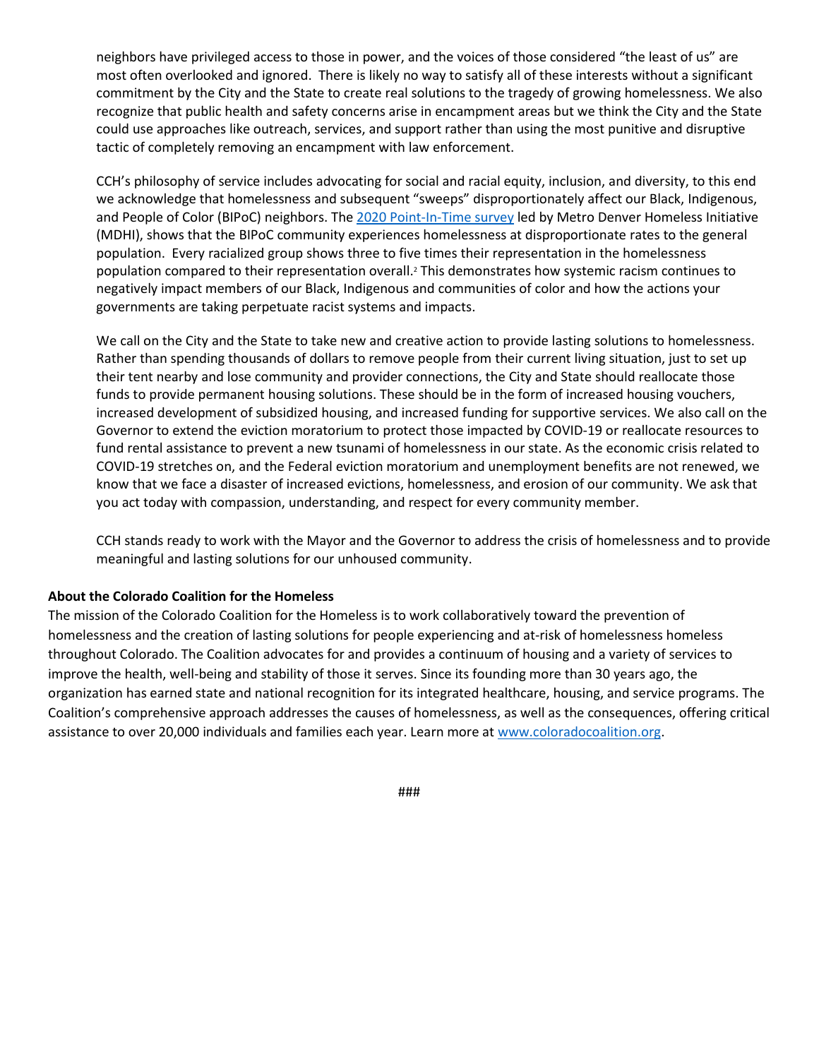neighbors have privileged access to those in power, and the voices of those considered "the least of us" are most often overlooked and ignored. There is likely no way to satisfy all of these interests without a significant commitment by the City and the State to create real solutions to the tragedy of growing homelessness. We also recognize that public health and safety concerns arise in encampment areas but we think the City and the State could use approaches like outreach, services, and support rather than using the most punitive and disruptive tactic of completely removing an encampment with law enforcement.

CCH's philosophy of service includes advocating for social and racial equity, inclusion, and diversity, to this end we acknowledge that homelessness and subsequent "sweeps" disproportionately affect our Black, Indigenous, and People of Color (BIPoC) neighbors. The [2020 Point-In-Time survey] led by Metro Denver Homeless Initiative (MDHI), shows that the BIPoC community experiences homelessness at disproportionate rates to the general population. Every racialized group shows three to five times their representation in the homelessness population compared to their representation overall.[2] This demonstrates how systemic racism continues to negatively impact members of our Black, Indigenous and communities of color and how the actions your governments are taking perpetuate racist systems and impacts.

We call on the City and the State to take new and creative action to provide lasting solutions to homelessness. Rather than spending thousands of dollars to remove people from their current living situation, just to set up their tent nearby and lose community and provider connections, the City and State should reallocate those funds to provide permanent housing solutions. These should be in the form of increased housing vouchers, increased development of subsidized housing, and increased funding for supportive services. We also call on the Governor to extend the eviction moratorium to protect those impacted by COVID-19 or reallocate resources to fund rental assistance to prevent a new tsunami of homelessness in our state. As the economic crisis related to COVID-19 stretches on, and the Federal eviction moratorium and unemployment benefits are not renewed, we know that we face a disaster of increased evictions, homelessness, and erosion of our community. We ask that you act today with compassion, understanding, and respect for every community member.

CCH stands ready to work with the Mayor and the Governor to address the crisis of homelessness and to provide meaningful and lasting solutions for our unhoused community.

**About the Colorado Coalition for the Homeless**

The mission of the Colorado Coalition for the Homeless is to work collaboratively toward the prevention of homelessness and the creation of lasting solutions for people experiencing and at-risk of homelessness homeless throughout Colorado. The Coalition advocates for and provides a continuum of housing and a variety of services to improve the health, well-being and stability of those it serves. Since its founding more than 30 years ago, the organization has earned state and national recognition for its integrated healthcare, housing, and service programs. The Coalition's comprehensive approach addresses the causes of homelessness, as well as the consequences, offering critical assistance to over 20,000 individuals and families each year. Learn more at www.coloradocoalition.org.

###